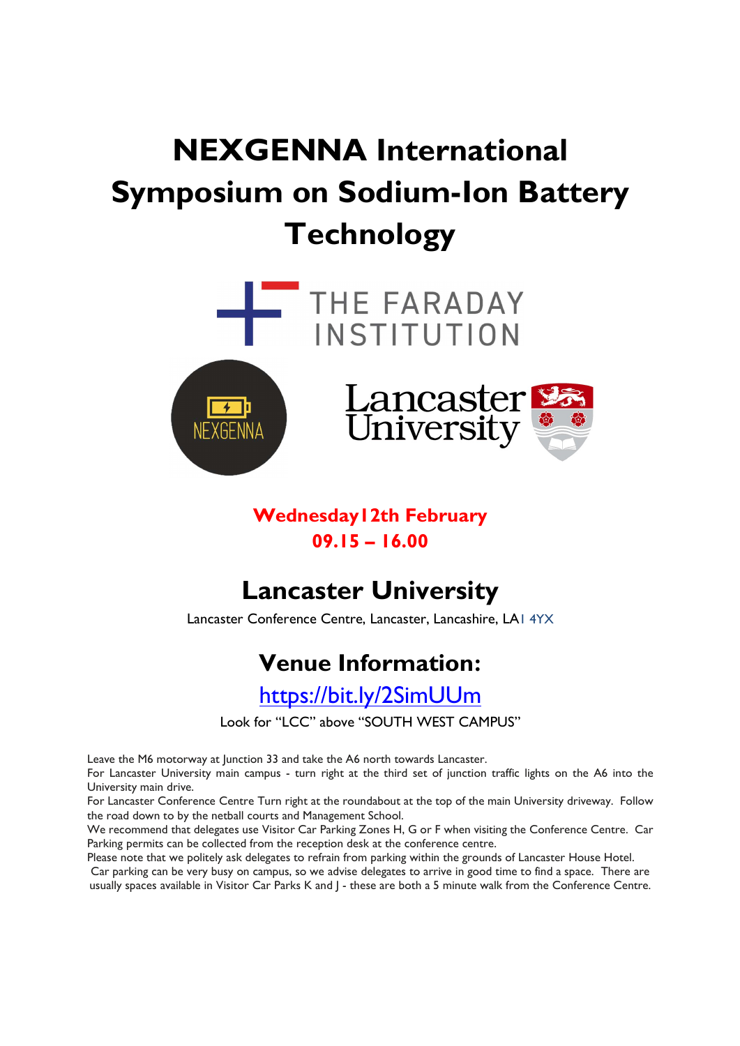# NEXGENNA International Symposium on Sodium-Ion Battery Technology

**Wednesday 12th February**
**09.15 – 16.00**

## Lancaster University

Lancaster Conference Centre, Lancaster, Lancashire, LA1 4YX

## Venue Information:

[https://bit.ly/2SimUUm](https://bit.ly/2SimUUm)

Look for "LCC" above "SOUTH WEST CAMPUS"

Leave the M6 motorway at Junction 33 and take the A6 north towards Lancaster.
For Lancaster University main campus - turn right at the third set of junction traffic lights on the A6 into the University main drive.
For Lancaster Conference Centre Turn right at the roundabout at the top of the main University driveway. Follow the road down to by the netball courts and Management School.
We recommend that delegates use Visitor Car Parking Zones H, G or F when visiting the Conference Centre. Car Parking permits can be collected from the reception desk at the conference centre.
Please note that we politely ask delegates to refrain from parking within the grounds of Lancaster House Hotel.
Car parking can be very busy on campus, so we advise delegates to arrive in good time to find a space. There are usually spaces available in Visitor Car Parks K and J - these are both a 5 minute walk from the Conference Centre.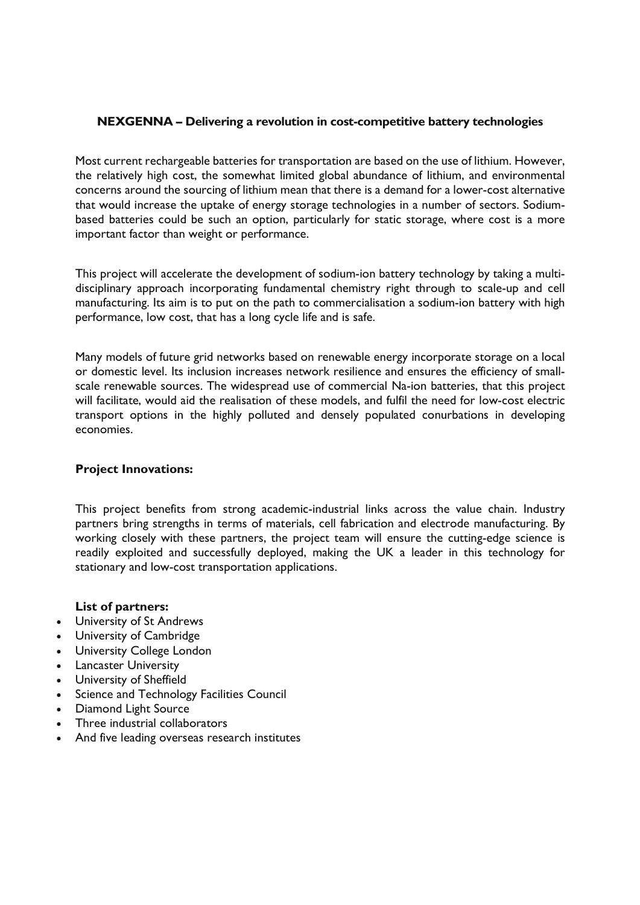**NEXGENNA – Delivering a revolution in cost-competitive battery technologies**

Most current rechargeable batteries for transportation are based on the use of lithium. However, the relatively high cost, the somewhat limited global abundance of lithium, and environmental concerns around the sourcing of lithium mean that there is a demand for a lower-cost alternative that would increase the uptake of energy storage technologies in a number of sectors. Sodium-based batteries could be such an option, particularly for static storage, where cost is a more important factor than weight or performance.

This project will accelerate the development of sodium-ion battery technology by taking a multi-disciplinary approach incorporating fundamental chemistry right through to scale-up and cell manufacturing. Its aim is to put on the path to commercialisation a sodium-ion battery with high performance, low cost, that has a long cycle life and is safe.

Many models of future grid networks based on renewable energy incorporate storage on a local or domestic level. Its inclusion increases network resilience and ensures the efficiency of small-scale renewable sources. The widespread use of commercial Na-ion batteries, that this project will facilitate, would aid the realisation of these models, and fulfil the need for low-cost electric transport options in the highly polluted and densely populated conurbations in developing economies.

**Project Innovations:**

This project benefits from strong academic-industrial links across the value chain. Industry partners bring strengths in terms of materials, cell fabrication and electrode manufacturing. By working closely with these partners, the project team will ensure the cutting-edge science is readily exploited and successfully deployed, making the UK a leader in this technology for stationary and low-cost transportation applications.

**List of partners:**

- University of St Andrews
- University of Cambridge
- University College London
- Lancaster University
- University of Sheffield
- Science and Technology Facilities Council
- Diamond Light Source
- Three industrial collaborators
- And five leading overseas research institutes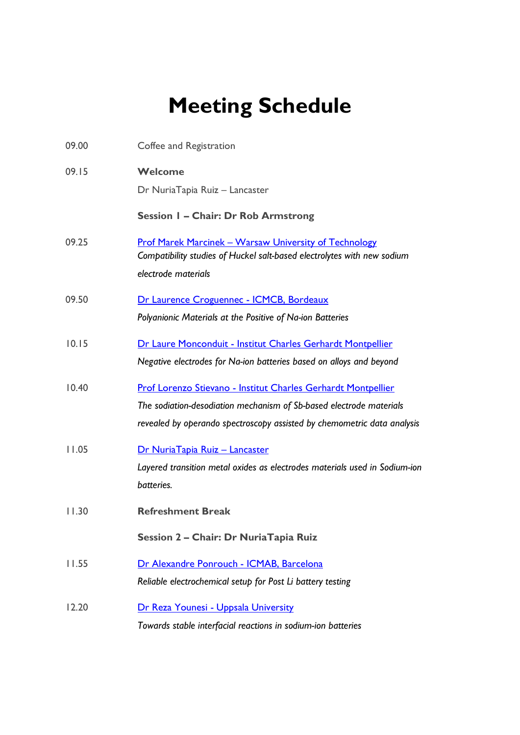# Meeting Schedule

| | |
|---|---|
| 09.00 | Coffee and Registration |
| 09.15 | **Welcome**<br>Dr NuriaTapia Ruiz – Lancaster |
| | **Session 1 – Chair: Dr Rob Armstrong** |
| 09.25 | Prof Marek Marcinek – Warsaw University of Technology<br>*Compatibility studies of Huckel salt-based electrolytes with new sodium electrode materials* |
| 09.50 | Dr Laurence Croguennec - ICMCB, Bordeaux<br>*Polyanionic Materials at the Positive of Na-ion Batteries* |
| 10.15 | Dr Laure Monconduit - Institut Charles Gerhardt Montpellier<br>*Negative electrodes for Na-ion batteries based on alloys and beyond* |
| 10.40 | Prof Lorenzo Stievano - Institut Charles Gerhardt Montpellier<br>*The sodiation-desodiation mechanism of Sb-based electrode materials revealed by operando spectroscopy assisted by chemometric data analysis* |
| 11.05 | Dr NuriaTapia Ruiz – Lancaster<br>*Layered transition metal oxides as electrodes materials used in Sodium-ion batteries.* |
| 11.30 | **Refreshment Break** |
| | **Session 2 – Chair: Dr NuriaTapia Ruiz** |
| 11.55 | Dr Alexandre Ponrouch - ICMAB, Barcelona<br>*Reliable electrochemical setup for Post Li battery testing* |
| 12.20 | Dr Reza Younesi - Uppsala University<br>*Towards stable interfacial reactions in sodium-ion batteries* |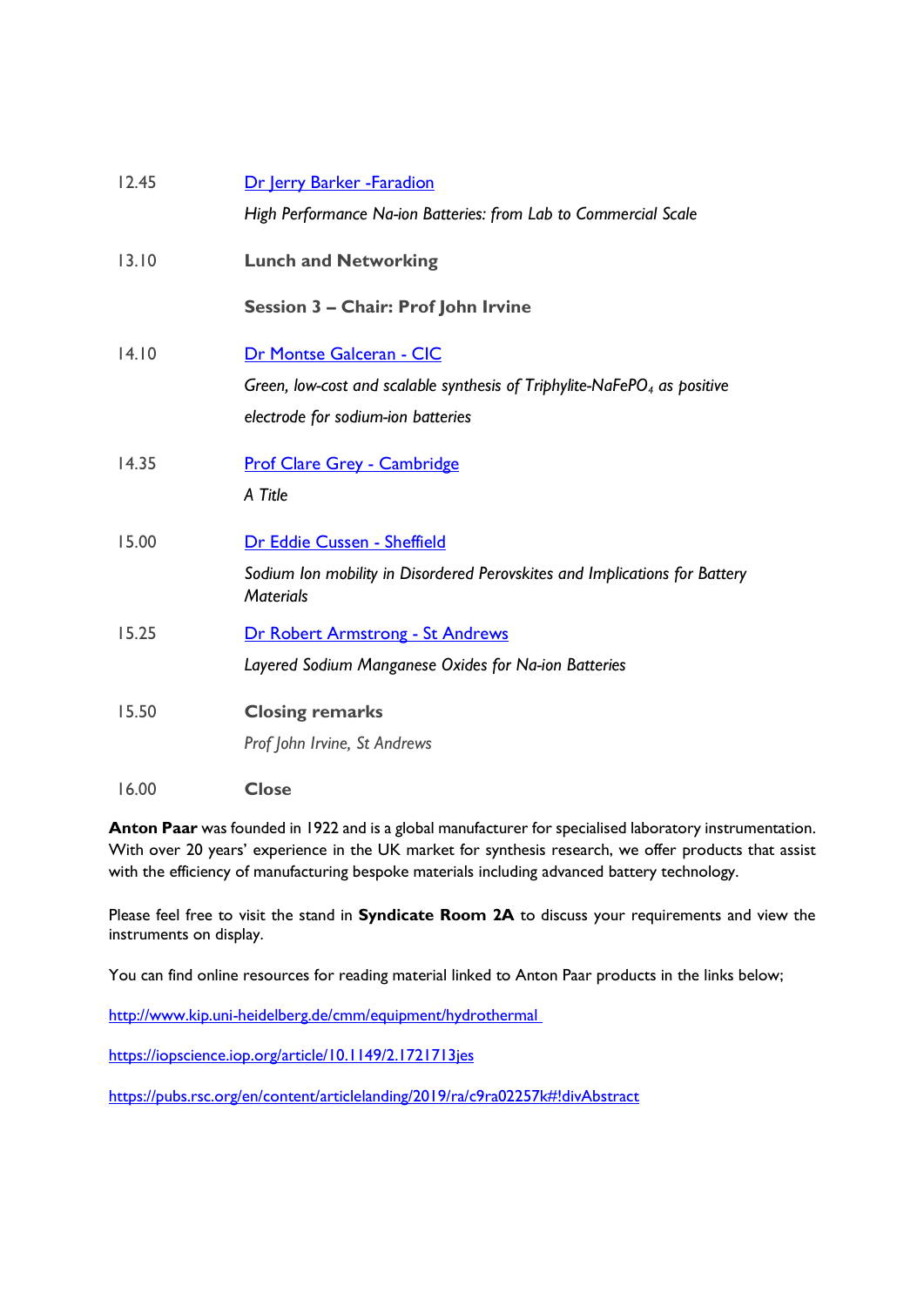| | |
|---|---|
| 12.45 | Dr Jerry Barker -Faradion |
| | *High Performance Na-ion Batteries: from Lab to Commercial Scale* |
| 13.10 | **Lunch and Networking** |
| | **Session 3 – Chair: Prof John Irvine** |
| 14.10 | Dr Montse Galceran - CIC |
| | *Green, low-cost and scalable synthesis of Triphylite-$NaFePO_4$ as positive electrode for sodium-ion batteries* |
| 14.35 | Prof Clare Grey - Cambridge |
| | *A Title* |
| 15.00 | Dr Eddie Cussen - Sheffield |
| | *Sodium Ion mobility in Disordered Perovskites and Implications for Battery Materials* |
| 15.25 | Dr Robert Armstrong - St Andrews |
| | *Layered Sodium Manganese Oxides for Na-ion Batteries* |
| 15.50 | **Closing remarks** |
| | *Prof John Irvine, St Andrews* |
| 16.00 | **Close** |

**Anton Paar** was founded in 1922 and is a global manufacturer for specialised laboratory instrumentation. With over 20 years' experience in the UK market for synthesis research, we offer products that assist with the efficiency of manufacturing bespoke materials including advanced battery technology.

Please feel free to visit the stand in **Syndicate Room 2A** to discuss your requirements and view the instruments on display.

You can find online resources for reading material linked to Anton Paar products in the links below;

http://www.kip.uni-heidelberg.de/cmm/equipment/hydrothermal

https://iopscience.iop.org/article/10.1149/2.1721713jes

https://pubs.rsc.org/en/content/articlelanding/2019/ra/c9ra02257k#!divAbstract